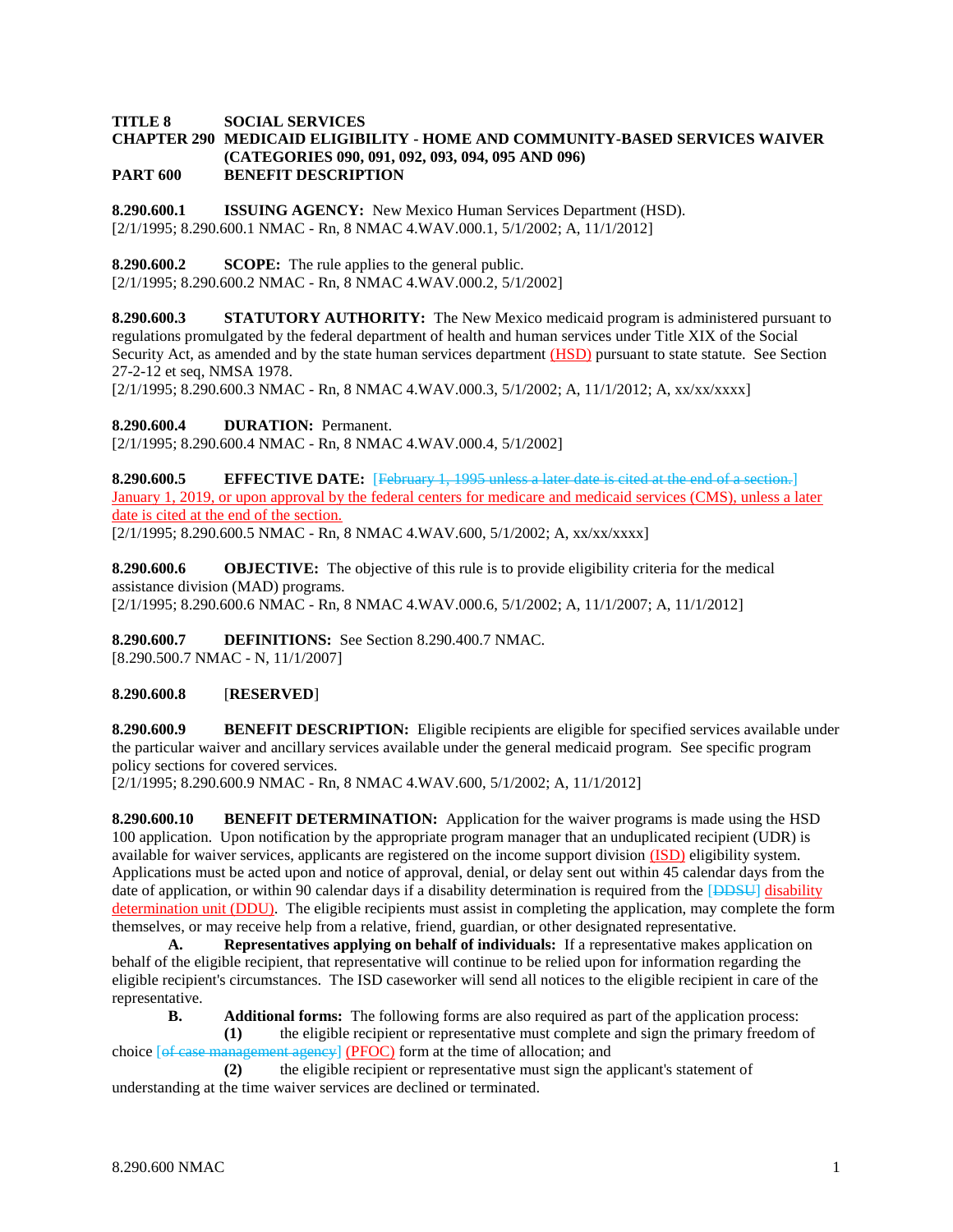**TITLE 8 SOCIAL SERVICES**
**CHAPTER 290 MEDICAID ELIGIBILITY - HOME AND COMMUNITY-BASED SERVICES WAIVER (CATEGORIES 090, 091, 092, 093, 094, 095 AND 096)**
**PART 600 BENEFIT DESCRIPTION**

**8.290.600.1 ISSUING AGENCY:** New Mexico Human Services Department (HSD).
[2/1/1995; 8.290.600.1 NMAC - Rn, 8 NMAC 4.WAV.000.1, 5/1/2002; A, 11/1/2012]

**8.290.600.2 SCOPE:** The rule applies to the general public.
[2/1/1995; 8.290.600.2 NMAC - Rn, 8 NMAC 4.WAV.000.2, 5/1/2002]

**8.290.600.3 STATUTORY AUTHORITY:** The New Mexico medicaid program is administered pursuant to regulations promulgated by the federal department of health and human services under Title XIX of the Social Security Act, as amended and by the state human services department (HSD) pursuant to state statute. See Section 27-2-12 et seq, NMSA 1978.
[2/1/1995; 8.290.600.3 NMAC - Rn, 8 NMAC 4.WAV.000.3, 5/1/2002; A, 11/1/2012; A, xx/xx/xxxx]

**8.290.600.4 DURATION:** Permanent.
[2/1/1995; 8.290.600.4 NMAC - Rn, 8 NMAC 4.WAV.000.4, 5/1/2002]

**8.290.600.5 EFFECTIVE DATE:** [~~February 1, 1995 unless a later date is cited at the end of a section.~~] January 1, 2019, or upon approval by the federal centers for medicare and medicaid services (CMS), unless a later date is cited at the end of the section.
[2/1/1995; 8.290.600.5 NMAC - Rn, 8 NMAC 4.WAV.600, 5/1/2002; A, xx/xx/xxxx]

**8.290.600.6 OBJECTIVE:** The objective of this rule is to provide eligibility criteria for the medical assistance division (MAD) programs.
[2/1/1995; 8.290.600.6 NMAC - Rn, 8 NMAC 4.WAV.000.6, 5/1/2002; A, 11/1/2007; A, 11/1/2012]

**8.290.600.7 DEFINITIONS:** See Section 8.290.400.7 NMAC.
[8.290.500.7 NMAC - N, 11/1/2007]

**8.290.600.8** [**RESERVED**]

**8.290.600.9 BENEFIT DESCRIPTION:** Eligible recipients are eligible for specified services available under the particular waiver and ancillary services available under the general medicaid program. See specific program policy sections for covered services.
[2/1/1995; 8.290.600.9 NMAC - Rn, 8 NMAC 4.WAV.600, 5/1/2002; A, 11/1/2012]

**8.290.600.10 BENEFIT DETERMINATION:** Application for the waiver programs is made using the HSD 100 application. Upon notification by the appropriate program manager that an unduplicated recipient (UDR) is available for waiver services, applicants are registered on the income support division (ISD) eligibility system. Applications must be acted upon and notice of approval, denial, or delay sent out within 45 calendar days from the date of application, or within 90 calendar days if a disability determination is required from the [~~DDSU~~] disability determination unit (DDU). The eligible recipients must assist in completing the application, may complete the form themselves, or may receive help from a relative, friend, guardian, or other designated representative.

**A. Representatives applying on behalf of individuals:** If a representative makes application on behalf of the eligible recipient, that representative will continue to be relied upon for information regarding the eligible recipient's circumstances. The ISD caseworker will send all notices to the eligible recipient in care of the representative.

**B. Additional forms:** The following forms are also required as part of the application process:

**(1)** the eligible recipient or representative must complete and sign the primary freedom of choice [~~of case management agency~~] (PFOC) form at the time of allocation; and

**(2)** the eligible recipient or representative must sign the applicant's statement of understanding at the time waiver services are declined or terminated.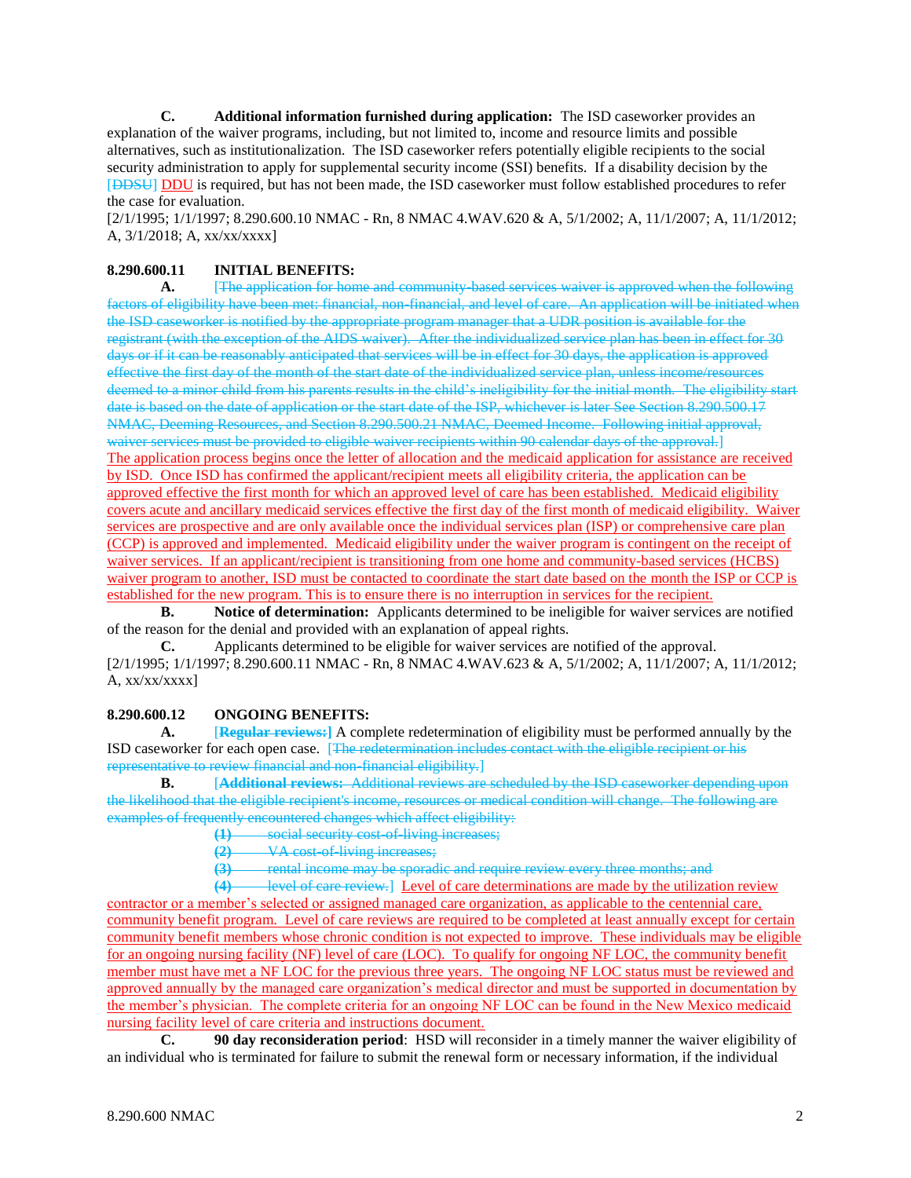**C. Additional information furnished during application:** The ISD caseworker provides an explanation of the waiver programs, including, but not limited to, income and resource limits and possible alternatives, such as institutionalization. The ISD caseworker refers potentially eligible recipients to the social security administration to apply for supplemental security income (SSI) benefits. If a disability decision by the [~~DDSU~~] DDU is required, but has not been made, the ISD caseworker must follow established procedures to refer the case for evaluation.
[2/1/1995; 1/1/1997; 8.290.600.10 NMAC - Rn, 8 NMAC 4.WAV.620 & A, 5/1/2002; A, 11/1/2007; A, 11/1/2012; A, 3/1/2018; A, xx/xx/xxxx]

**8.290.600.11 INITIAL BENEFITS:**

**A.** [~~The application for home and community-based services waiver is approved when the following factors of eligibility have been met: financial, non-financial, and level of care. An application will be initiated when the ISD caseworker is notified by the appropriate program manager that a UDR position is available for the registrant (with the exception of the AIDS waiver). After the individualized service plan has been in effect for 30 days or if it can be reasonably anticipated that services will be in effect for 30 days, the application is approved effective the first day of the month of the start date of the individualized service plan, unless income/resources deemed to a minor child from his parents results in the child's ineligibility for the initial month. The eligibility start date is based on the date of application or the start date of the ISP, whichever is later See Section 8.290.500.17 NMAC, Deeming Resources, and Section 8.290.500.21 NMAC, Deemed Income. Following initial approval, waiver services must be provided to eligible waiver recipients within 90 calendar days of the approval.~~] The application process begins once the letter of allocation and the medicaid application for assistance are received by ISD. Once ISD has confirmed the applicant/recipient meets all eligibility criteria, the application can be approved effective the first month for which an approved level of care has been established. Medicaid eligibility covers acute and ancillary medicaid services effective the first day of the first month of medicaid eligibility. Waiver services are prospective and are only available once the individual services plan (ISP) or comprehensive care plan (CCP) is approved and implemented. Medicaid eligibility under the waiver program is contingent on the receipt of waiver services. If an applicant/recipient is transitioning from one home and community-based services (HCBS) waiver program to another, ISD must be contacted to coordinate the start date based on the month the ISP or CCP is established for the new program. This is to ensure there is no interruption in services for the recipient.

**B. Notice of determination:** Applicants determined to be ineligible for waiver services are notified of the reason for the denial and provided with an explanation of appeal rights.

**C.** Applicants determined to be eligible for waiver services are notified of the approval.
[2/1/1995; 1/1/1997; 8.290.600.11 NMAC - Rn, 8 NMAC 4.WAV.623 & A, 5/1/2002; A, 11/1/2007; A, 11/1/2012; A, xx/xx/xxxx]

**8.290.600.12 ONGOING BENEFITS:**

**A.** [~~**Regular reviews:**~~] A complete redetermination of eligibility must be performed annually by the ISD caseworker for each open case. [~~The redetermination includes contact with the eligible recipient or his representative to review financial and non-financial eligibility.~~]

**B.** [~~**Additional reviews:** Additional reviews are scheduled by the ISD caseworker depending upon the likelihood that the eligible recipient's income, resources or medical condition will change. The following are examples of frequently encountered changes which affect eligibility:~~

~~**(1)** social security cost-of-living increases;~~

~~**(2)** VA cost-of-living increases;~~

~~**(3)** rental income may be sporadic and require review every three months; and~~

~~**(4)** level of care review.~~] Level of care determinations are made by the utilization review contractor or a member's selected or assigned managed care organization, as applicable to the centennial care, community benefit program. Level of care reviews are required to be completed at least annually except for certain community benefit members whose chronic condition is not expected to improve. These individuals may be eligible for an ongoing nursing facility (NF) level of care (LOC). To qualify for ongoing NF LOC, the community benefit member must have met a NF LOC for the previous three years. The ongoing NF LOC status must be reviewed and approved annually by the managed care organization's medical director and must be supported in documentation by the member's physician. The complete criteria for an ongoing NF LOC can be found in the New Mexico medicaid nursing facility level of care criteria and instructions document.

**C. 90 day reconsideration period**: HSD will reconsider in a timely manner the waiver eligibility of an individual who is terminated for failure to submit the renewal form or necessary information, if the individual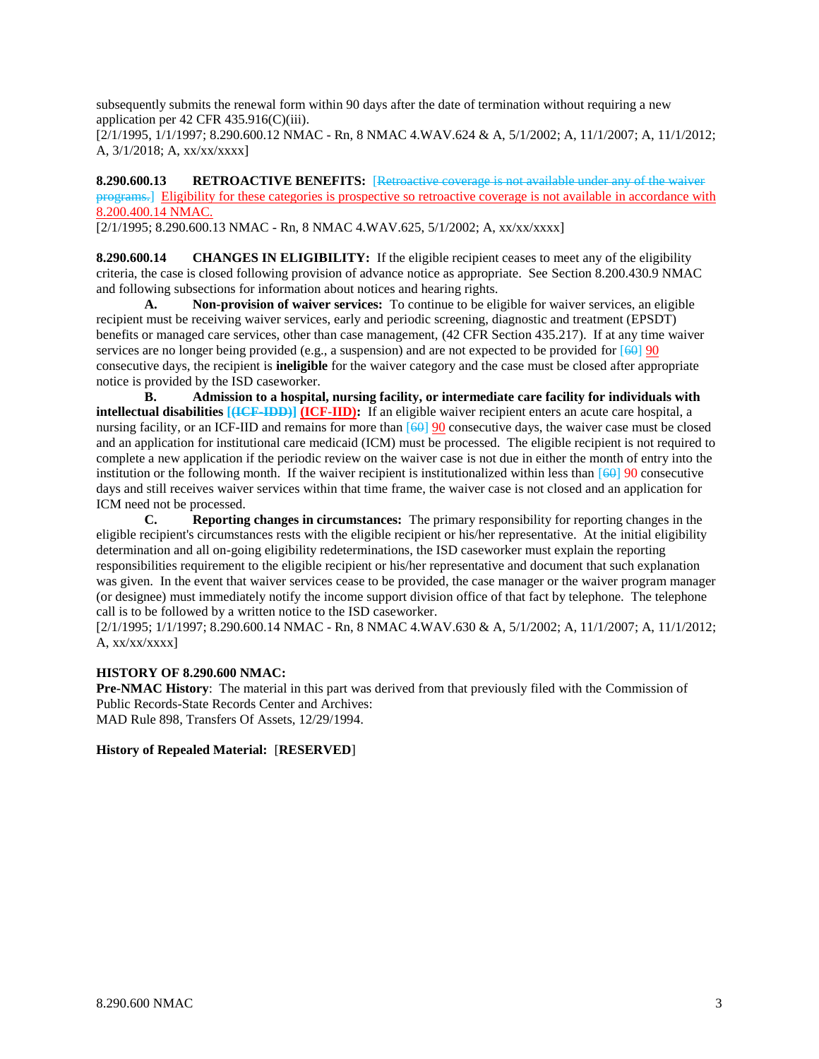subsequently submits the renewal form within 90 days after the date of termination without requiring a new application per 42 CFR 435.916(C)(iii).
[2/1/1995, 1/1/1997; 8.290.600.12 NMAC - Rn, 8 NMAC 4.WAV.624 & A, 5/1/2002; A, 11/1/2007; A, 11/1/2012; A, 3/1/2018; A, xx/xx/xxxx]

**8.290.600.13 RETROACTIVE BENEFITS:** [~~Retroactive coverage is not available under any of the waiver programs.~~] Eligibility for these categories is prospective so retroactive coverage is not available in accordance with 8.200.400.14 NMAC.
[2/1/1995; 8.290.600.13 NMAC - Rn, 8 NMAC 4.WAV.625, 5/1/2002; A, xx/xx/xxxx]

**8.290.600.14 CHANGES IN ELIGIBILITY:** If the eligible recipient ceases to meet any of the eligibility criteria, the case is closed following provision of advance notice as appropriate. See Section 8.200.430.9 NMAC and following subsections for information about notices and hearing rights.

**A. Non-provision of waiver services:** To continue to be eligible for waiver services, an eligible recipient must be receiving waiver services, early and periodic screening, diagnostic and treatment (EPSDT) benefits or managed care services, other than case management, (42 CFR Section 435.217). If at any time waiver services are no longer being provided (e.g., a suspension) and are not expected to be provided for [~~60~~] 90 consecutive days, the recipient is **ineligible** for the waiver category and the case must be closed after appropriate notice is provided by the ISD caseworker.

**B. Admission to a hospital, nursing facility, or intermediate care facility for individuals with intellectual disabilities [~~(ICF-IDD)~~] (ICF-IID):** If an eligible waiver recipient enters an acute care hospital, a nursing facility, or an ICF-IID and remains for more than [~~60~~] 90 consecutive days, the waiver case must be closed and an application for institutional care medicaid (ICM) must be processed. The eligible recipient is not required to complete a new application if the periodic review on the waiver case is not due in either the month of entry into the institution or the following month. If the waiver recipient is institutionalized within less than [~~60~~] 90 consecutive days and still receives waiver services within that time frame, the waiver case is not closed and an application for ICM need not be processed.

**C. Reporting changes in circumstances:** The primary responsibility for reporting changes in the eligible recipient's circumstances rests with the eligible recipient or his/her representative. At the initial eligibility determination and all on-going eligibility redeterminations, the ISD caseworker must explain the reporting responsibilities requirement to the eligible recipient or his/her representative and document that such explanation was given. In the event that waiver services cease to be provided, the case manager or the waiver program manager (or designee) must immediately notify the income support division office of that fact by telephone. The telephone call is to be followed by a written notice to the ISD caseworker.
[2/1/1995; 1/1/1997; 8.290.600.14 NMAC - Rn, 8 NMAC 4.WAV.630 & A, 5/1/2002; A, 11/1/2007; A, 11/1/2012; A, xx/xx/xxxx]

**HISTORY OF 8.290.600 NMAC:**
**Pre-NMAC History**: The material in this part was derived from that previously filed with the Commission of Public Records-State Records Center and Archives:
MAD Rule 898, Transfers Of Assets, 12/29/1994.

**History of Repealed Material:** [**RESERVED**]